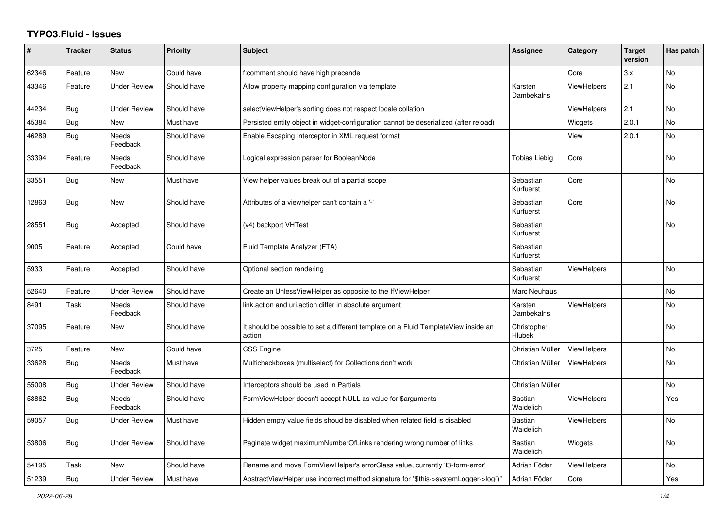# TYPO3.Fluid - Issues

| # | Tracker | Status | Priority | Subject | Assignee | Category | Target version | Has patch |
|---|---|---|---|---|---|---|---|---|
| 62346 | Feature | New | Could have | f:comment should have high precende | | Core | 3.x | No |
| 43346 | Feature | Under Review | Should have | Allow property mapping configuration via template | Karsten Dambekalns | ViewHelpers | 2.1 | No |
| 44234 | Bug | Under Review | Should have | selectViewHelper's sorting does not respect locale collation | | ViewHelpers | 2.1 | No |
| 45384 | Bug | New | Must have | Persisted entity object in widget-configuration cannot be deserialized (after reload) | | Widgets | 2.0.1 | No |
| 46289 | Bug | Needs Feedback | Should have | Enable Escaping Interceptor in XML request format | | View | 2.0.1 | No |
| 33394 | Feature | Needs Feedback | Should have | Logical expression parser for BooleanNode | Tobias Liebig | Core | | No |
| 33551 | Bug | New | Must have | View helper values break out of a partial scope | Sebastian Kurfuerst | Core | | No |
| 12863 | Bug | New | Should have | Attributes of a viewhelper can't contain a '-' | Sebastian Kurfuerst | Core | | No |
| 28551 | Bug | Accepted | Should have | (v4) backport VHTest | Sebastian Kurfuerst | | | No |
| 9005 | Feature | Accepted | Could have | Fluid Template Analyzer (FTA) | Sebastian Kurfuerst | | | |
| 5933 | Feature | Accepted | Should have | Optional section rendering | Sebastian Kurfuerst | ViewHelpers | | No |
| 52640 | Feature | Under Review | Should have | Create an UnlessViewHelper as opposite to the IfViewHelper | Marc Neuhaus | | | No |
| 8491 | Task | Needs Feedback | Should have | link.action and uri.action differ in absolute argument | Karsten Dambekalns | ViewHelpers | | No |
| 37095 | Feature | New | Should have | It should be possible to set a different template on a Fluid TemplateView inside an action | Christopher Hlubek | | | No |
| 3725 | Feature | New | Could have | CSS Engine | Christian Müller | ViewHelpers | | No |
| 33628 | Bug | Needs Feedback | Must have | Multicheckboxes (multiselect) for Collections don't work | Christian Müller | ViewHelpers | | No |
| 55008 | Bug | Under Review | Should have | Interceptors should be used in Partials | Christian Müller | | | No |
| 58862 | Bug | Needs Feedback | Should have | FormViewHelper doesn't accept NULL as value for $arguments | Bastian Waidelich | ViewHelpers | | Yes |
| 59057 | Bug | Under Review | Must have | Hidden empty value fields shoud be disabled when related field is disabled | Bastian Waidelich | ViewHelpers | | No |
| 53806 | Bug | Under Review | Should have | Paginate widget maximumNumberOfLinks rendering wrong number of links | Bastian Waidelich | Widgets | | No |
| 54195 | Task | New | Should have | Rename and move FormViewHelper's errorClass value, currently 'f3-form-error' | Adrian Föder | ViewHelpers | | No |
| 51239 | Bug | Under Review | Must have | AbstractViewHelper use incorrect method signature for "$this->systemLogger->log()" | Adrian Föder | Core | | Yes |

*2022-06-28*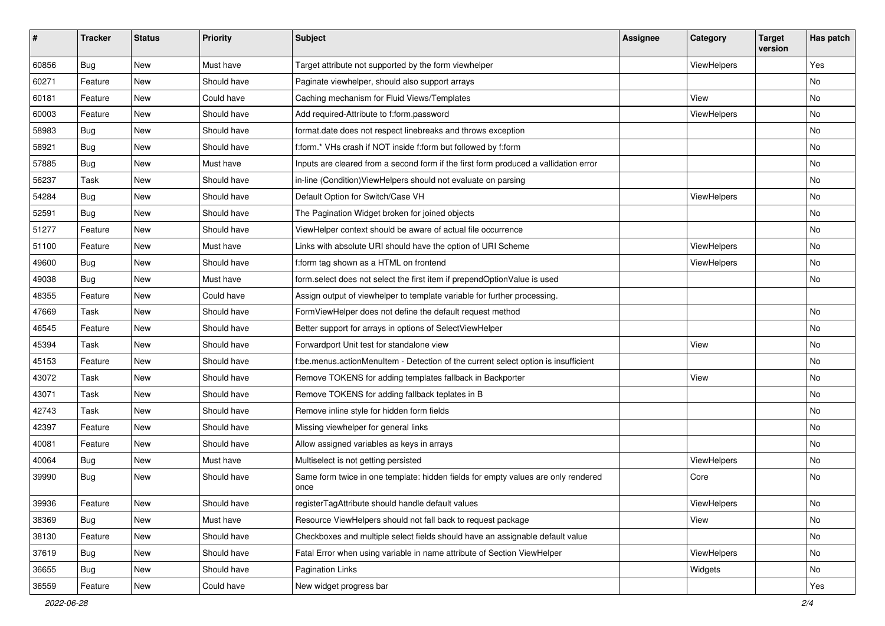| # | Tracker | Status | Priority | Subject | Assignee | Category | Target version | Has patch |
|---|---|---|---|---|---|---|---|---|
| 60856 | Bug | New | Must have | Target attribute not supported by the form viewhelper | | ViewHelpers | | Yes |
| 60271 | Feature | New | Should have | Paginate viewhelper, should also support arrays | | | | No |
| 60181 | Feature | New | Could have | Caching mechanism for Fluid Views/Templates | | View | | No |
| 60003 | Feature | New | Should have | Add required-Attribute to f:form.password | | ViewHelpers | | No |
| 58983 | Bug | New | Should have | format.date does not respect linebreaks and throws exception | | | | No |
| 58921 | Bug | New | Should have | f:form.* VHs crash if NOT inside f:form but followed by f:form | | | | No |
| 57885 | Bug | New | Must have | Inputs are cleared from a second form if the first form produced a vallidation error | | | | No |
| 56237 | Task | New | Should have | in-line (Condition)ViewHelpers should not evaluate on parsing | | | | No |
| 54284 | Bug | New | Should have | Default Option for Switch/Case VH | | ViewHelpers | | No |
| 52591 | Bug | New | Should have | The Pagination Widget broken for joined objects | | | | No |
| 51277 | Feature | New | Should have | ViewHelper context should be aware of actual file occurrence | | | | No |
| 51100 | Feature | New | Must have | Links with absolute URI should have the option of URI Scheme | | ViewHelpers | | No |
| 49600 | Bug | New | Should have | f:form tag shown as a HTML on frontend | | ViewHelpers | | No |
| 49038 | Bug | New | Must have | form.select does not select the first item if prependOptionValue is used | | | | No |
| 48355 | Feature | New | Could have | Assign output of viewhelper to template variable for further processing. | | | | |
| 47669 | Task | New | Should have | FormViewHelper does not define the default request method | | | | No |
| 46545 | Feature | New | Should have | Better support for arrays in options of SelectViewHelper | | | | No |
| 45394 | Task | New | Should have | Forwardport Unit test for standalone view | | View | | No |
| 45153 | Feature | New | Should have | f:be.menus.actionMenuItem - Detection of the current select option is insufficient | | | | No |
| 43072 | Task | New | Should have | Remove TOKENS for adding templates fallback in Backporter | | View | | No |
| 43071 | Task | New | Should have | Remove TOKENS for adding fallback teplates in B | | | | No |
| 42743 | Task | New | Should have | Remove inline style for hidden form fields | | | | No |
| 42397 | Feature | New | Should have | Missing viewhelper for general links | | | | No |
| 40081 | Feature | New | Should have | Allow assigned variables as keys in arrays | | | | No |
| 40064 | Bug | New | Must have | Multiselect is not getting persisted | | ViewHelpers | | No |
| 39990 | Bug | New | Should have | Same form twice in one template: hidden fields for empty values are only rendered once | | Core | | No |
| 39936 | Feature | New | Should have | registerTagAttribute should handle default values | | ViewHelpers | | No |
| 38369 | Bug | New | Must have | Resource ViewHelpers should not fall back to request package | | View | | No |
| 38130 | Feature | New | Should have | Checkboxes and multiple select fields should have an assignable default value | | | | No |
| 37619 | Bug | New | Should have | Fatal Error when using variable in name attribute of Section ViewHelper | | ViewHelpers | | No |
| 36655 | Bug | New | Should have | Pagination Links | | Widgets | | No |
| 36559 | Feature | New | Could have | New widget progress bar | | | | Yes |

2022-06-28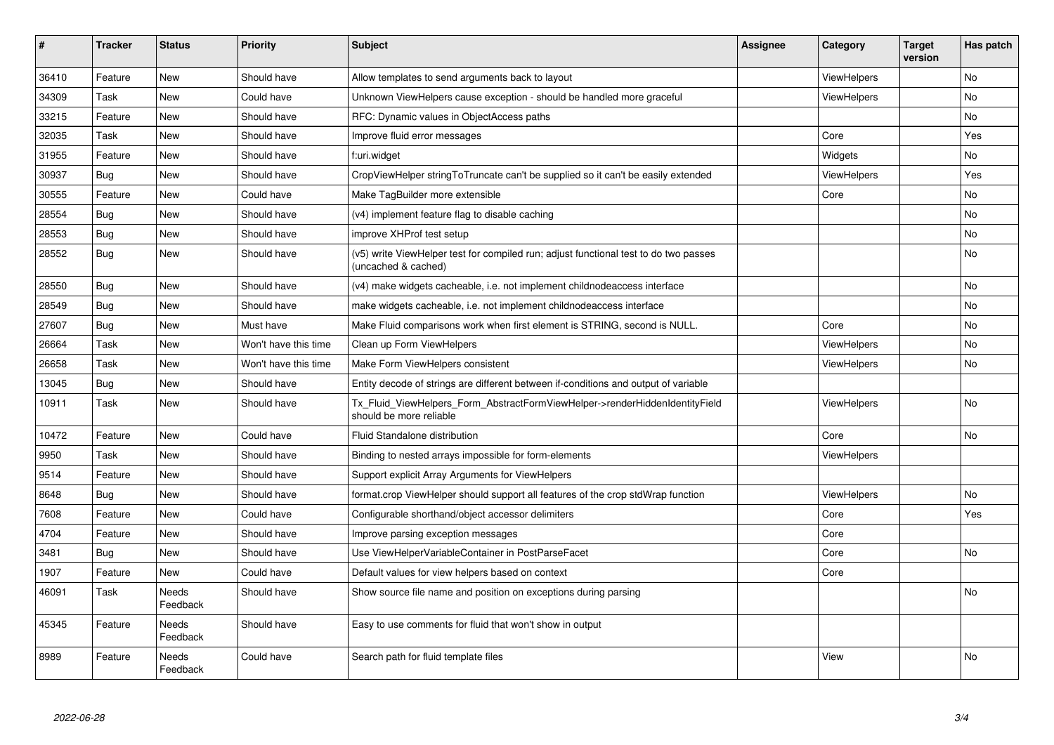| # | Tracker | Status | Priority | Subject | Assignee | Category | Target version | Has patch |
|---|---|---|---|---|---|---|---|---|
| 36410 | Feature | New | Should have | Allow templates to send arguments back to layout | | ViewHelpers | | No |
| 34309 | Task | New | Could have | Unknown ViewHelpers cause exception - should be handled more graceful | | ViewHelpers | | No |
| 33215 | Feature | New | Should have | RFC: Dynamic values in ObjectAccess paths | | | | No |
| 32035 | Task | New | Should have | Improve fluid error messages | | Core | | Yes |
| 31955 | Feature | New | Should have | f:uri.widget | | Widgets | | No |
| 30937 | Bug | New | Should have | CropViewHelper stringToTruncate can't be supplied so it can't be easily extended | | ViewHelpers | | Yes |
| 30555 | Feature | New | Could have | Make TagBuilder more extensible | | Core | | No |
| 28554 | Bug | New | Should have | (v4) implement feature flag to disable caching | | | | No |
| 28553 | Bug | New | Should have | improve XHProf test setup | | | | No |
| 28552 | Bug | New | Should have | (v5) write ViewHelper test for compiled run; adjust functional test to do two passes (uncached & cached) | | | | No |
| 28550 | Bug | New | Should have | (v4) make widgets cacheable, i.e. not implement childnodeaccess interface | | | | No |
| 28549 | Bug | New | Should have | make widgets cacheable, i.e. not implement childnodeaccess interface | | | | No |
| 27607 | Bug | New | Must have | Make Fluid comparisons work when first element is STRING, second is NULL. | | Core | | No |
| 26664 | Task | New | Won't have this time | Clean up Form ViewHelpers | | ViewHelpers | | No |
| 26658 | Task | New | Won't have this time | Make Form ViewHelpers consistent | | ViewHelpers | | No |
| 13045 | Bug | New | Should have | Entity decode of strings are different between if-conditions and output of variable | | | | |
| 10911 | Task | New | Should have | Tx_Fluid_ViewHelpers_Form_AbstractFormViewHelper->renderHiddenIdentityField should be more reliable | | ViewHelpers | | No |
| 10472 | Feature | New | Could have | Fluid Standalone distribution | | Core | | No |
| 9950 | Task | New | Should have | Binding to nested arrays impossible for form-elements | | ViewHelpers | | |
| 9514 | Feature | New | Should have | Support explicit Array Arguments for ViewHelpers | | | | |
| 8648 | Bug | New | Should have | format.crop ViewHelper should support all features of the crop stdWrap function | | ViewHelpers | | No |
| 7608 | Feature | New | Could have | Configurable shorthand/object accessor delimiters | | Core | | Yes |
| 4704 | Feature | New | Should have | Improve parsing exception messages | | Core | | |
| 3481 | Bug | New | Should have | Use ViewHelperVariableContainer in PostParseFacet | | Core | | No |
| 1907 | Feature | New | Could have | Default values for view helpers based on context | | Core | | |
| 46091 | Task | Needs Feedback | Should have | Show source file name and position on exceptions during parsing | | | | No |
| 45345 | Feature | Needs Feedback | Should have | Easy to use comments for fluid that won't show in output | | | | |
| 8989 | Feature | Needs Feedback | Could have | Search path for fluid template files | | View | | No |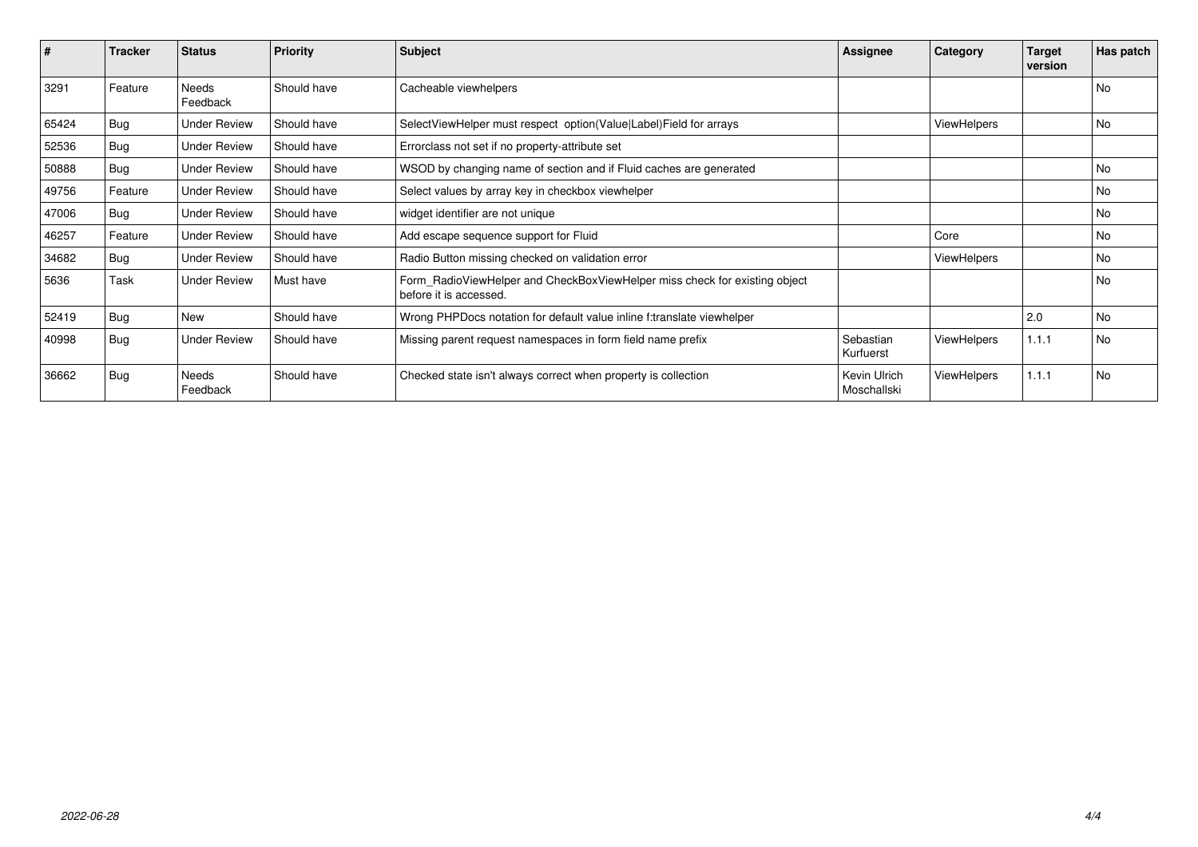| # | Tracker | Status | Priority | Subject | Assignee | Category | Target version | Has patch |
|---|---|---|---|---|---|---|---|---|
| 3291 | Feature | Needs Feedback | Should have | Cacheable viewhelpers | | | | No |
| 65424 | Bug | Under Review | Should have | SelectViewHelper must respect option(Value\|Label)Field for arrays | | ViewHelpers | | No |
| 52536 | Bug | Under Review | Should have | Errorclass not set if no property-attribute set | | | | |
| 50888 | Bug | Under Review | Should have | WSOD by changing name of section and if Fluid caches are generated | | | | No |
| 49756 | Feature | Under Review | Should have | Select values by array key in checkbox viewhelper | | | | No |
| 47006 | Bug | Under Review | Should have | widget identifier are not unique | | | | No |
| 46257 | Feature | Under Review | Should have | Add escape sequence support for Fluid | | Core | | No |
| 34682 | Bug | Under Review | Should have | Radio Button missing checked on validation error | | ViewHelpers | | No |
| 5636 | Task | Under Review | Must have | Form_RadioViewHelper and CheckBoxViewHelper miss check for existing object before it is accessed. | | | | No |
| 52419 | Bug | New | Should have | Wrong PHPDocs notation for default value inline f:translate viewhelper | | | 2.0 | No |
| 40998 | Bug | Under Review | Should have | Missing parent request namespaces in form field name prefix | Sebastian Kurfuerst | ViewHelpers | 1.1.1 | No |
| 36662 | Bug | Needs Feedback | Should have | Checked state isn't always correct when property is collection | Kevin Ulrich Moschallski | ViewHelpers | 1.1.1 | No |

*2022-06-28*